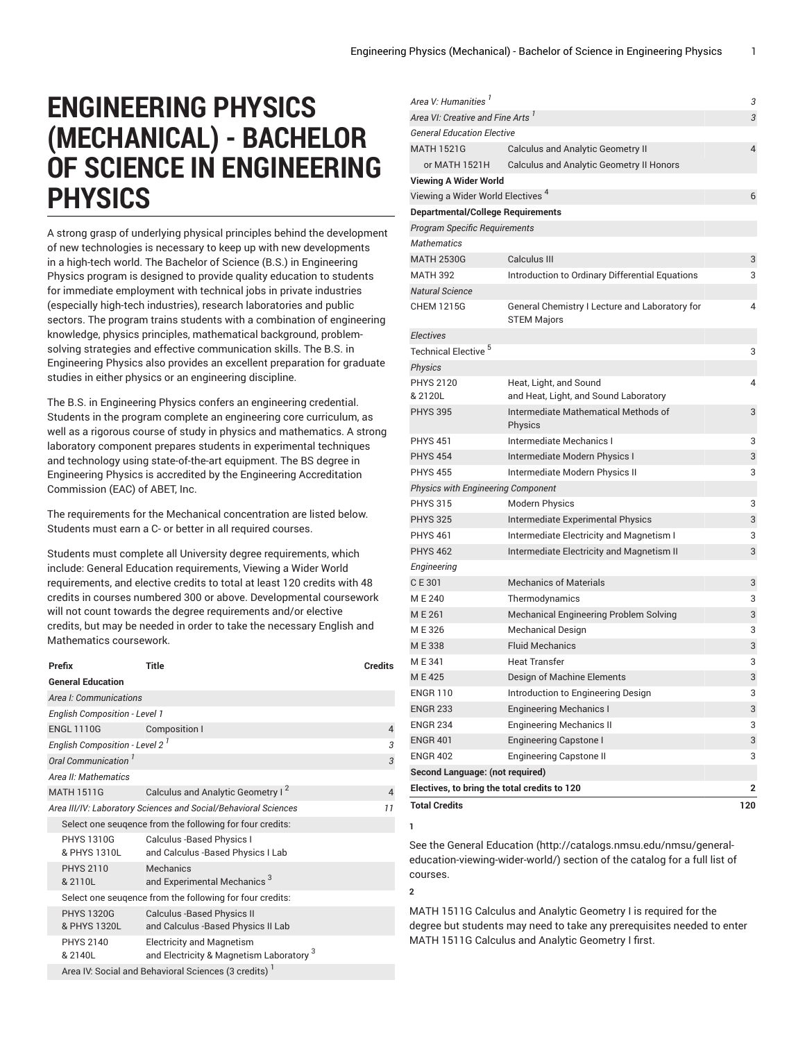# ENGINEERING PHYSICS (MECHANICAL) - BACHELOR OF SCIENCE IN ENGINEERING PHYSICS

A strong grasp of underlying physical principles behind the development of new technologies is necessary to keep up with new developments in a high-tech world. The Bachelor of Science (B.S.) in Engineering Physics program is designed to provide quality education to students for immediate employment with technical jobs in private industries (especially high-tech industries), research laboratories and public sectors. The program trains students with a combination of engineering knowledge, physics principles, mathematical background, problem-solving strategies and effective communication skills. The B.S. in Engineering Physics also provides an excellent preparation for graduate studies in either physics or an engineering discipline.

The B.S. in Engineering Physics confers an engineering credential. Students in the program complete an engineering core curriculum, as well as a rigorous course of study in physics and mathematics. A strong laboratory component prepares students in experimental techniques and technology using state-of-the-art equipment. The BS degree in Engineering Physics is accredited by the Engineering Accreditation Commission (EAC) of ABET, Inc.

The requirements for the Mechanical concentration are listed below. Students must earn a C- or better in all required courses.

Students must complete all University degree requirements, which include: General Education requirements, Viewing a Wider World requirements, and elective credits to total at least 120 credits with 48 credits in courses numbered 300 or above. Developmental coursework will not count towards the degree requirements and/or elective credits, but may be needed in order to take the necessary English and Mathematics coursework.

| Prefix | Title | Credits |
|---|---|---|
| **General Education** | | |
| *Area I: Communications* | | |
| *English Composition - Level 1* | | |
| ENGL 1110G | Composition I | 4 |
| *English Composition - Level 2* [1] | | *3* |
| *Oral Communication* [1] | | *3* |
| *Area II: Mathematics* | | |
| MATH 1511G | Calculus and Analytic Geometry I [2] | 4 |
| *Area III/IV: Laboratory Sciences and Social/Behavioral Sciences* | | *11* |
| Select one seuqence from the following for four credits: | | |
| PHYS 1310G & PHYS 1310L | Calculus -Based Physics I and Calculus -Based Physics I Lab | |
| PHYS 2110 & 2110L | Mechanics and Experimental Mechanics [3] | |
| Select one seuqence from the following for four credits: | | |
| PHYS 1320G & PHYS 1320L | Calculus -Based Physics II and Calculus -Based Physics II Lab | |
| PHYS 2140 & 2140L | Electricity and Magnetism and Electricity & Magnetism Laboratory [3] | |
| Area IV: Social and Behavioral Sciences (3 credits) [1] | | |
| *Area V: Humanities* [1] | | *3* |
| *Area VI: Creative and Fine Arts* [1] | | *3* |
| *General Education Elective* | | |
| MATH 1521G | Calculus and Analytic Geometry II | 4 |
| or MATH 1521H | Calculus and Analytic Geometry II Honors | |
| **Viewing A Wider World** | | |
| Viewing a Wider World Electives [4] | | 6 |
| **Departmental/College Requirements** | | |
| *Program Specific Requirements* | | |
| *Mathematics* | | |
| MATH 2530G | Calculus III | 3 |
| MATH 392 | Introduction to Ordinary Differential Equations | 3 |
| *Natural Science* | | |
| CHEM 1215G | General Chemistry I Lecture and Laboratory for STEM Majors | 4 |
| *Electives* | | |
| Technical Elective [5] | | 3 |
| *Physics* | | |
| PHYS 2120 & 2120L | Heat, Light, and Sound and Heat, Light, and Sound Laboratory | 4 |
| PHYS 395 | Intermediate Mathematical Methods of Physics | 3 |
| PHYS 451 | Intermediate Mechanics I | 3 |
| PHYS 454 | Intermediate Modern Physics I | 3 |
| PHYS 455 | Intermediate Modern Physics II | 3 |
| *Physics with Engineering Component* | | |
| PHYS 315 | Modern Physics | 3 |
| PHYS 325 | Intermediate Experimental Physics | 3 |
| PHYS 461 | Intermediate Electricity and Magnetism I | 3 |
| PHYS 462 | Intermediate Electricity and Magnetism II | 3 |
| *Engineering* | | |
| C E 301 | Mechanics of Materials | 3 |
| M E 240 | Thermodynamics | 3 |
| M E 261 | Mechanical Engineering Problem Solving | 3 |
| M E 326 | Mechanical Design | 3 |
| M E 338 | Fluid Mechanics | 3 |
| M E 341 | Heat Transfer | 3 |
| M E 425 | Design of Machine Elements | 3 |
| ENGR 110 | Introduction to Engineering Design | 3 |
| ENGR 233 | Engineering Mechanics I | 3 |
| ENGR 234 | Engineering Mechanics II | 3 |
| ENGR 401 | Engineering Capstone I | 3 |
| ENGR 402 | Engineering Capstone II | 3 |
| **Second Language: (not required)** | | |
| **Electives, to bring the total credits to 120** | | **2** |
| **Total Credits** | | **120** |

**1**

See the General Education (http://catalogs.nmsu.edu/nmsu/general-education-viewing-wider-world/) section of the catalog for a full list of courses.

**2**

MATH 1511G Calculus and Analytic Geometry I is required for the degree but students may need to take any prerequisites needed to enter MATH 1511G Calculus and Analytic Geometry I first.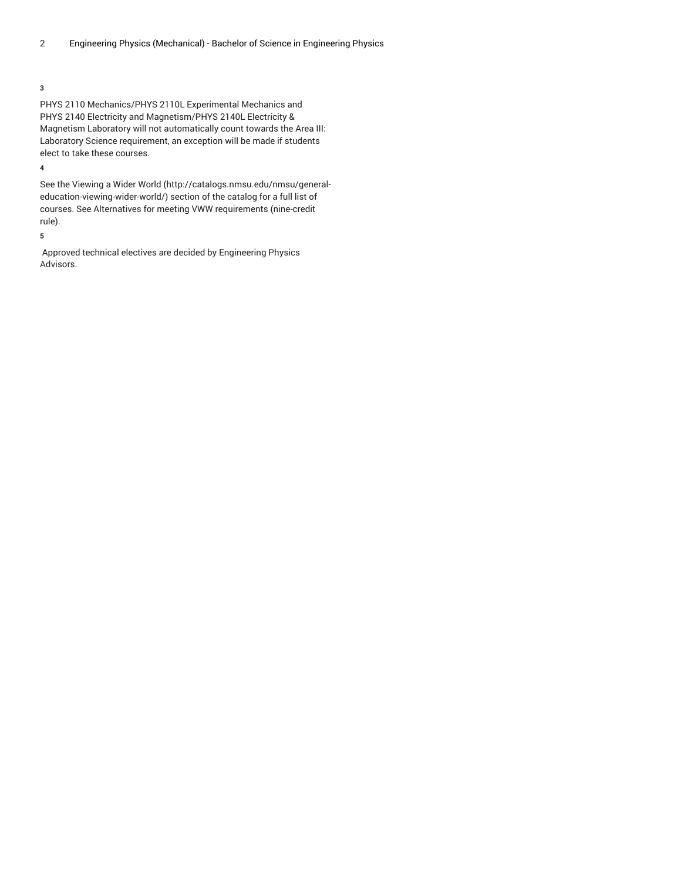**3**

PHYS 2110 Mechanics/PHYS 2110L Experimental Mechanics and PHYS 2140 Electricity and Magnetism/PHYS 2140L Electricity & Magnetism Laboratory will not automatically count towards the Area III: Laboratory Science requirement, an exception will be made if students elect to take these courses.

**4**

See the Viewing a Wider World (http://catalogs.nmsu.edu/nmsu/general-education-viewing-wider-world/) section of the catalog for a full list of courses. See Alternatives for meeting VWW requirements (nine-credit rule).

**5**

Approved technical electives are decided by Engineering Physics Advisors.